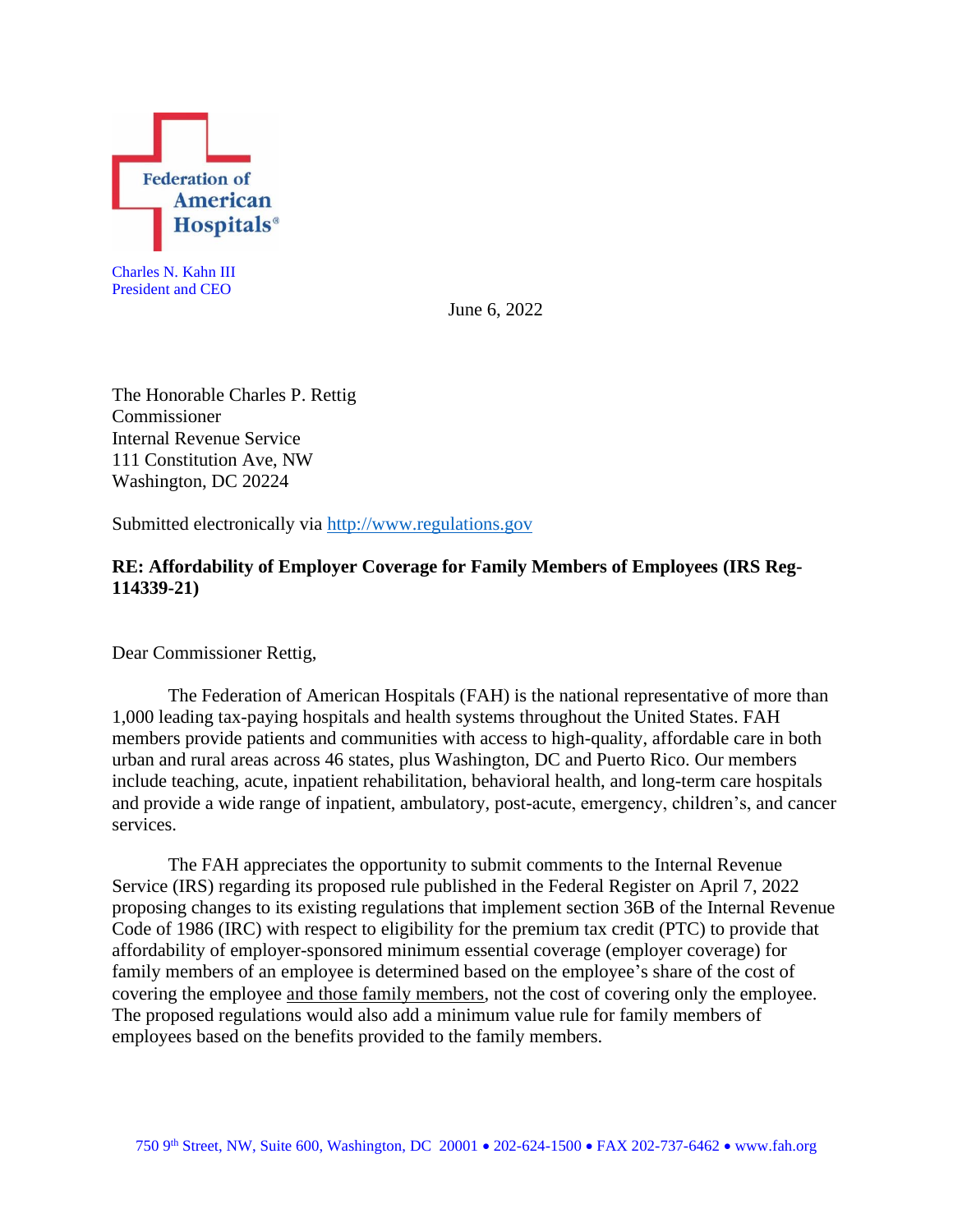Federation of American Hospitals®

Charles N. Kahn III
President and CEO

June 6, 2022

The Honorable Charles P. Rettig
Commissioner
Internal Revenue Service
111 Constitution Ave, NW
Washington, DC 20224

Submitted electronically via http://www.regulations.gov

**RE: Affordability of Employer Coverage for Family Members of Employees (IRS Reg-114339-21)**

Dear Commissioner Rettig,

The Federation of American Hospitals (FAH) is the national representative of more than 1,000 leading tax-paying hospitals and health systems throughout the United States. FAH members provide patients and communities with access to high-quality, affordable care in both urban and rural areas across 46 states, plus Washington, DC and Puerto Rico. Our members include teaching, acute, inpatient rehabilitation, behavioral health, and long-term care hospitals and provide a wide range of inpatient, ambulatory, post-acute, emergency, children's, and cancer services.

The FAH appreciates the opportunity to submit comments to the Internal Revenue Service (IRS) regarding its proposed rule published in the Federal Register on April 7, 2022 proposing changes to its existing regulations that implement section 36B of the Internal Revenue Code of 1986 (IRC) with respect to eligibility for the premium tax credit (PTC) to provide that affordability of employer-sponsored minimum essential coverage (employer coverage) for family members of an employee is determined based on the employee's share of the cost of covering the employee and those family members, not the cost of covering only the employee. The proposed regulations would also add a minimum value rule for family members of employees based on the benefits provided to the family members.

750 9th Street, NW, Suite 600, Washington, DC 20001 • 202-624-1500 • FAX 202-737-6462 • www.fah.org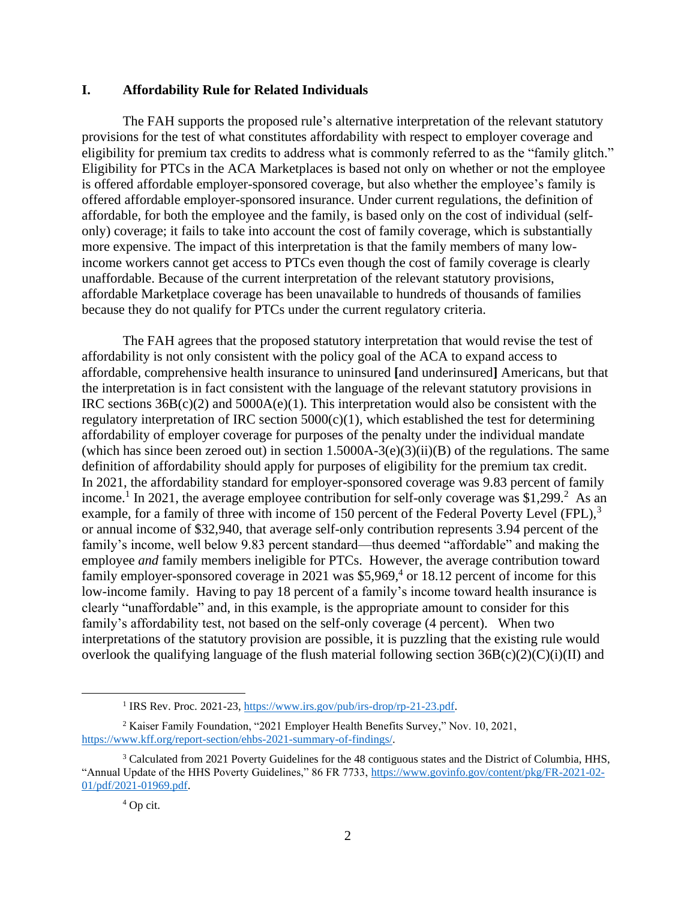## I. Affordability Rule for Related Individuals

The FAH supports the proposed rule's alternative interpretation of the relevant statutory provisions for the test of what constitutes affordability with respect to employer coverage and eligibility for premium tax credits to address what is commonly referred to as the "family glitch." Eligibility for PTCs in the ACA Marketplaces is based not only on whether or not the employee is offered affordable employer-sponsored coverage, but also whether the employee's family is offered affordable employer-sponsored insurance. Under current regulations, the definition of affordable, for both the employee and the family, is based only on the cost of individual (self-only) coverage; it fails to take into account the cost of family coverage, which is substantially more expensive. The impact of this interpretation is that the family members of many low-income workers cannot get access to PTCs even though the cost of family coverage is clearly unaffordable. Because of the current interpretation of the relevant statutory provisions, affordable Marketplace coverage has been unavailable to hundreds of thousands of families because they do not qualify for PTCs under the current regulatory criteria.

The FAH agrees that the proposed statutory interpretation that would revise the test of affordability is not only consistent with the policy goal of the ACA to expand access to affordable, comprehensive health insurance to uninsured **[**and underinsured**]** Americans, but that the interpretation is in fact consistent with the language of the relevant statutory provisions in IRC sections 36B(c)(2) and 5000A(e)(1). This interpretation would also be consistent with the regulatory interpretation of IRC section 5000(c)(1), which established the test for determining affordability of employer coverage for purposes of the penalty under the individual mandate (which has since been zeroed out) in section 1.5000A-3(e)(3)(ii)(B) of the regulations. The same definition of affordability should apply for purposes of eligibility for the premium tax credit. In 2021, the affordability standard for employer-sponsored coverage was 9.83 percent of family income.[1] In 2021, the average employee contribution for self-only coverage was $1,299.[2] As an example, for a family of three with income of 150 percent of the Federal Poverty Level (FPL),[3] or annual income of $32,940, that average self-only contribution represents 3.94 percent of the family's income, well below 9.83 percent standard—thus deemed "affordable" and making the employee *and* family members ineligible for PTCs. However, the average contribution toward family employer-sponsored coverage in 2021 was $5,969,[4] or 18.12 percent of income for this low-income family. Having to pay 18 percent of a family's income toward health insurance is clearly "unaffordable" and, in this example, is the appropriate amount to consider for this family's affordability test, not based on the self-only coverage (4 percent). When two interpretations of the statutory provision are possible, it is puzzling that the existing rule would overlook the qualifying language of the flush material following section 36B(c)(2)(C)(i)(II) and

---

[1] IRS Rev. Proc. 2021-23, https://www.irs.gov/pub/irs-drop/rp-21-23.pdf.

[2] Kaiser Family Foundation, "2021 Employer Health Benefits Survey," Nov. 10, 2021, https://www.kff.org/report-section/ehbs-2021-summary-of-findings/.

[3] Calculated from 2021 Poverty Guidelines for the 48 contiguous states and the District of Columbia, HHS, "Annual Update of the HHS Poverty Guidelines," 86 FR 7733, https://www.govinfo.gov/content/pkg/FR-2021-02-01/pdf/2021-01969.pdf.

[4] Op cit.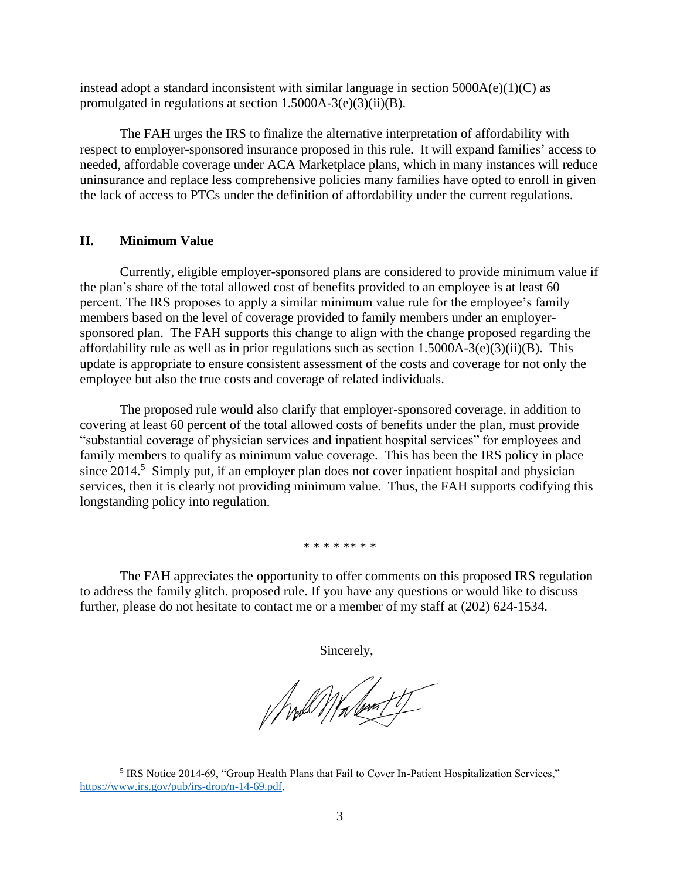instead adopt a standard inconsistent with similar language in section 5000A(e)(1)(C) as promulgated in regulations at section 1.5000A-3(e)(3)(ii)(B).

The FAH urges the IRS to finalize the alternative interpretation of affordability with respect to employer-sponsored insurance proposed in this rule. It will expand families' access to needed, affordable coverage under ACA Marketplace plans, which in many instances will reduce uninsurance and replace less comprehensive policies many families have opted to enroll in given the lack of access to PTCs under the definition of affordability under the current regulations.

## II. Minimum Value

Currently, eligible employer-sponsored plans are considered to provide minimum value if the plan's share of the total allowed cost of benefits provided to an employee is at least 60 percent. The IRS proposes to apply a similar minimum value rule for the employee's family members based on the level of coverage provided to family members under an employer-sponsored plan. The FAH supports this change to align with the change proposed regarding the affordability rule as well as in prior regulations such as section 1.5000A-3(e)(3)(ii)(B). This update is appropriate to ensure consistent assessment of the costs and coverage for not only the employee but also the true costs and coverage of related individuals.

The proposed rule would also clarify that employer-sponsored coverage, in addition to covering at least 60 percent of the total allowed costs of benefits under the plan, must provide "substantial coverage of physician services and inpatient hospital services" for employees and family members to qualify as minimum value coverage. This has been the IRS policy in place since 2014.[5] Simply put, if an employer plan does not cover inpatient hospital and physician services, then it is clearly not providing minimum value. Thus, the FAH supports codifying this longstanding policy into regulation.

\* \* \* \* \*\* \* \*

The FAH appreciates the opportunity to offer comments on this proposed IRS regulation to address the family glitch. proposed rule. If you have any questions or would like to discuss further, please do not hesitate to contact me or a member of my staff at (202) 624-1534.

Sincerely,

[5] IRS Notice 2014-69, "Group Health Plans that Fail to Cover In-Patient Hospitalization Services," https://www.irs.gov/pub/irs-drop/n-14-69.pdf.